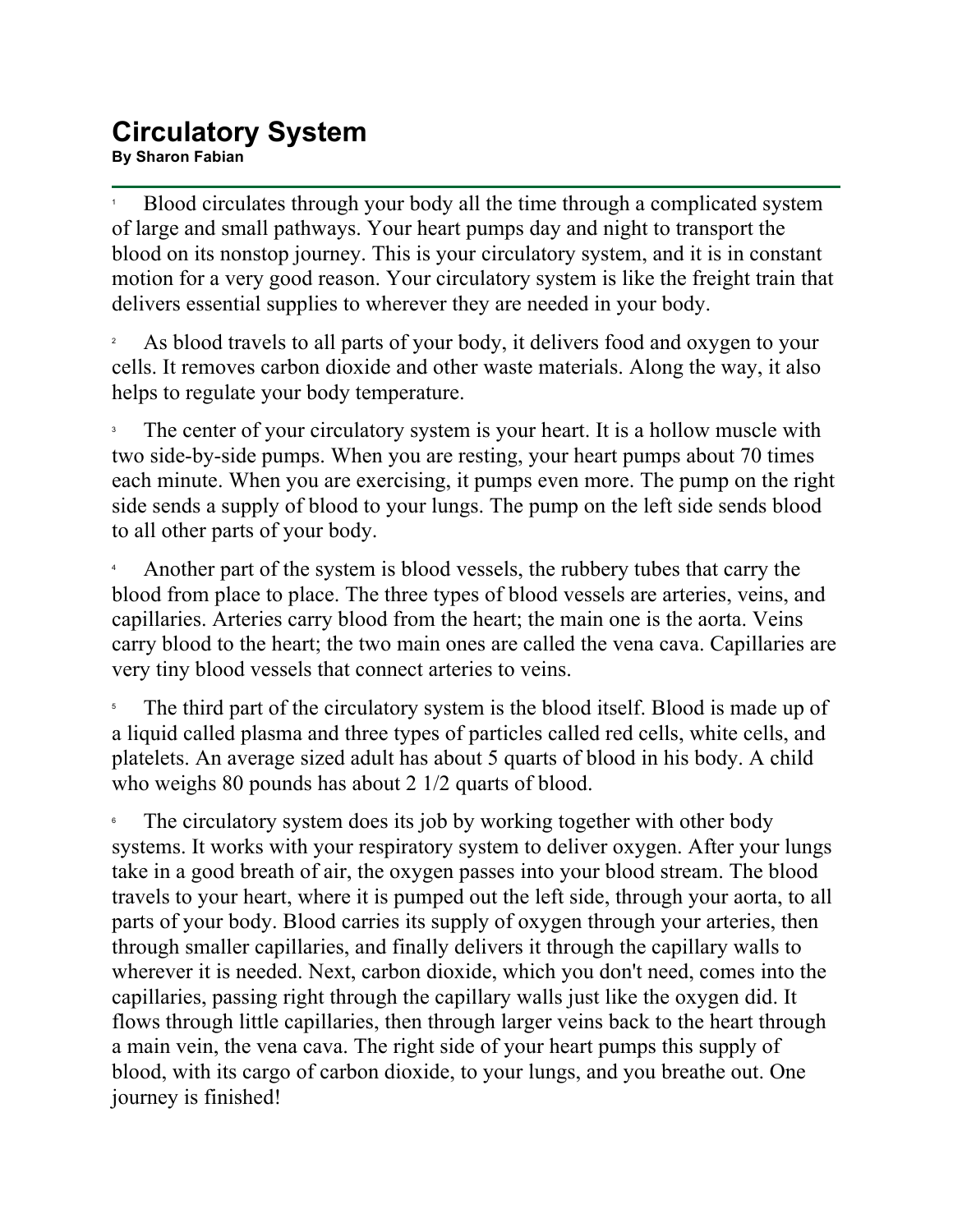# Circulatory System

**By Sharon Fabian**

1 Blood circulates through your body all the time through a complicated system of large and small pathways. Your heart pumps day and night to transport the blood on its nonstop journey. This is your circulatory system, and it is in constant motion for a very good reason. Your circulatory system is like the freight train that delivers essential supplies to wherever they are needed in your body.

2 As blood travels to all parts of your body, it delivers food and oxygen to your cells. It removes carbon dioxide and other waste materials. Along the way, it also helps to regulate your body temperature.

3 The center of your circulatory system is your heart. It is a hollow muscle with two side-by-side pumps. When you are resting, your heart pumps about 70 times each minute. When you are exercising, it pumps even more. The pump on the right side sends a supply of blood to your lungs. The pump on the left side sends blood to all other parts of your body.

4 Another part of the system is blood vessels, the rubbery tubes that carry the blood from place to place. The three types of blood vessels are arteries, veins, and capillaries. Arteries carry blood from the heart; the main one is the aorta. Veins carry blood to the heart; the two main ones are called the vena cava. Capillaries are very tiny blood vessels that connect arteries to veins.

5 The third part of the circulatory system is the blood itself. Blood is made up of a liquid called plasma and three types of particles called red cells, white cells, and platelets. An average sized adult has about 5 quarts of blood in his body. A child who weighs 80 pounds has about 2 1/2 quarts of blood.

6 The circulatory system does its job by working together with other body systems. It works with your respiratory system to deliver oxygen. After your lungs take in a good breath of air, the oxygen passes into your blood stream. The blood travels to your heart, where it is pumped out the left side, through your aorta, to all parts of your body. Blood carries its supply of oxygen through your arteries, then through smaller capillaries, and finally delivers it through the capillary walls to wherever it is needed. Next, carbon dioxide, which you don't need, comes into the capillaries, passing right through the capillary walls just like the oxygen did. It flows through little capillaries, then through larger veins back to the heart through a main vein, the vena cava. The right side of your heart pumps this supply of blood, with its cargo of carbon dioxide, to your lungs, and you breathe out. One journey is finished!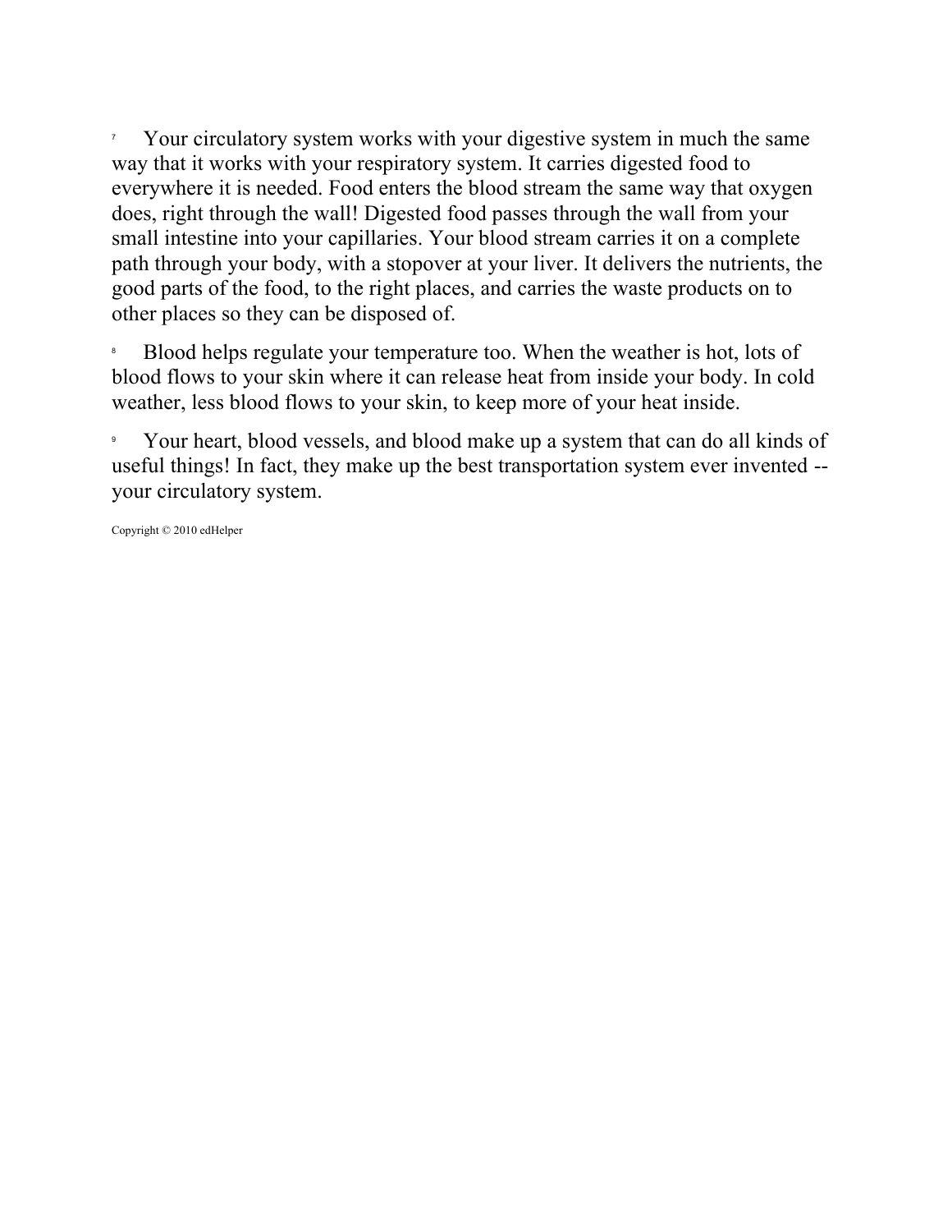[7] Your circulatory system works with your digestive system in much the same way that it works with your respiratory system. It carries digested food to everywhere it is needed. Food enters the blood stream the same way that oxygen does, right through the wall! Digested food passes through the wall from your small intestine into your capillaries. Your blood stream carries it on a complete path through your body, with a stopover at your liver. It delivers the nutrients, the good parts of the food, to the right places, and carries the waste products on to other places so they can be disposed of.

[8] Blood helps regulate your temperature too. When the weather is hot, lots of blood flows to your skin where it can release heat from inside your body. In cold weather, less blood flows to your skin, to keep more of your heat inside.

[9] Your heart, blood vessels, and blood make up a system that can do all kinds of useful things! In fact, they make up the best transportation system ever invented -- your circulatory system.

Copyright © 2010 edHelper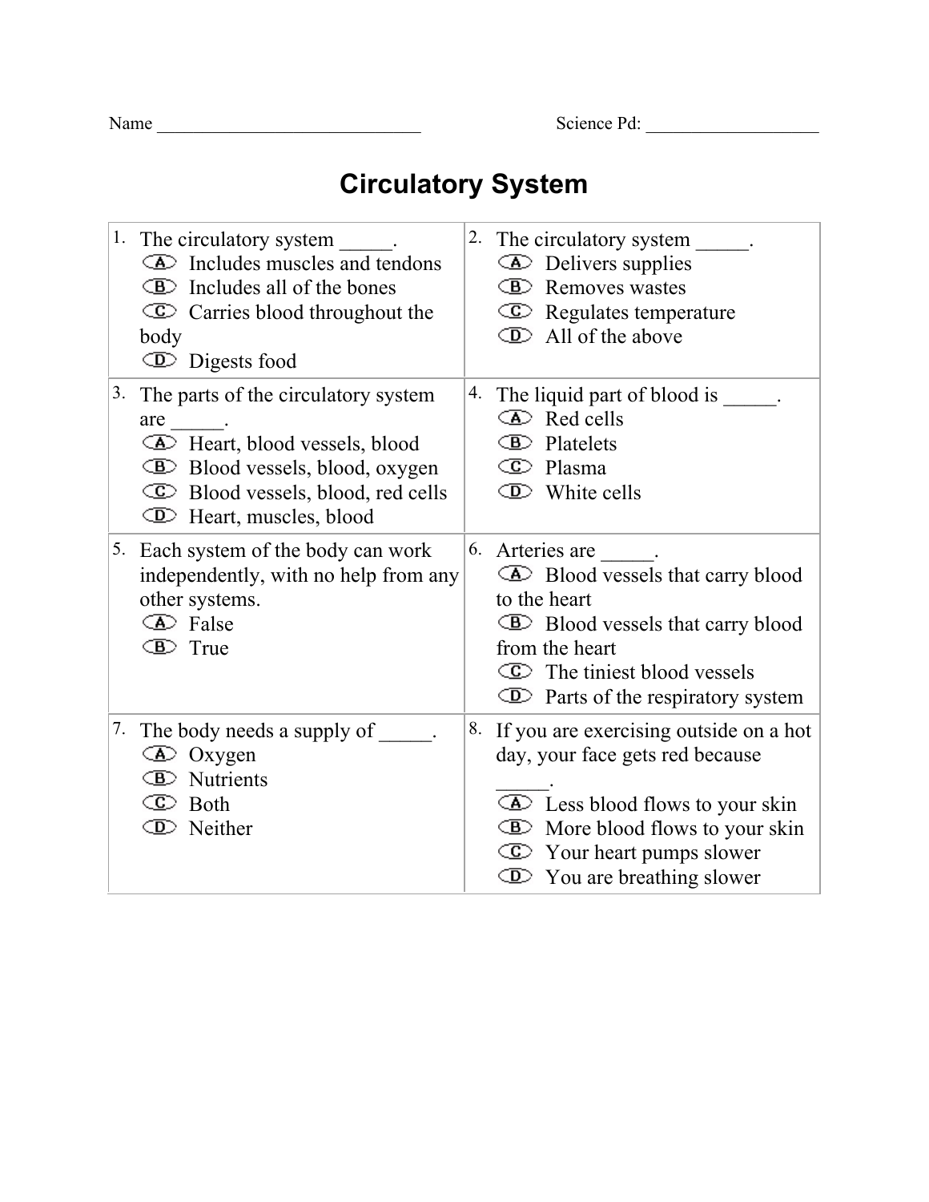Name ______________________________ Science Pd: ___________________

# Circulatory System

1. The circulatory system _____.
   - (A) Includes muscles and tendons
   - (B) Includes all of the bones
   - (C) Carries blood throughout the body
   - (D) Digests food

2. The circulatory system _____.
   - (A) Delivers supplies
   - (B) Removes wastes
   - (C) Regulates temperature
   - (D) All of the above

3. The parts of the circulatory system are _____.
   - (A) Heart, blood vessels, blood
   - (B) Blood vessels, blood, oxygen
   - (C) Blood vessels, blood, red cells
   - (D) Heart, muscles, blood

4. The liquid part of blood is _____.
   - (A) Red cells
   - (B) Platelets
   - (C) Plasma
   - (D) White cells

5. Each system of the body can work independently, with no help from any other systems.
   - (A) False
   - (B) True

6. Arteries are _____.
   - (A) Blood vessels that carry blood to the heart
   - (B) Blood vessels that carry blood from the heart
   - (C) The tiniest blood vessels
   - (D) Parts of the respiratory system

7. The body needs a supply of _____.
   - (A) Oxygen
   - (B) Nutrients
   - (C) Both
   - (D) Neither

8. If you are exercising outside on a hot day, your face gets red because _____.
   - (A) Less blood flows to your skin
   - (B) More blood flows to your skin
   - (C) Your heart pumps slower
   - (D) You are breathing slower